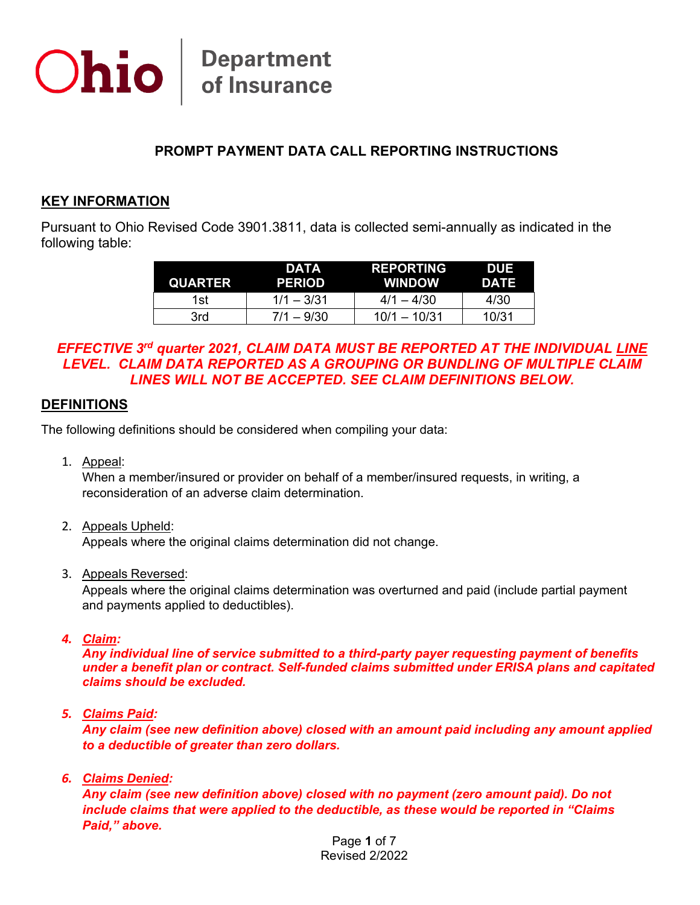Ohio | Department of Insurance

# PROMPT PAYMENT DATA CALL REPORTING INSTRUCTIONS

## KEY INFORMATION

Pursuant to Ohio Revised Code 3901.3811, data is collected semi-annually as indicated in the following table:

| QUARTER | DATA PERIOD | REPORTING WINDOW | DUE DATE |
|---|---|---|---|
| 1st | 1/1 – 3/31 | 4/1 – 4/30 | 4/30 |
| 3rd | 7/1 – 9/30 | 10/1 – 10/31 | 10/31 |

***EFFECTIVE 3rd quarter 2021, CLAIM DATA MUST BE REPORTED AT THE INDIVIDUAL LINE LEVEL. CLAIM DATA REPORTED AS A GROUPING OR BUNDLING OF MULTIPLE CLAIM LINES WILL NOT BE ACCEPTED. SEE CLAIM DEFINITIONS BELOW.***

## DEFINITIONS

The following definitions should be considered when compiling your data:

1. Appeal:
   When a member/insured or provider on behalf of a member/insured requests, in writing, a reconsideration of an adverse claim determination.

2. Appeals Upheld:
   Appeals where the original claims determination did not change.

3. Appeals Reversed:
   Appeals where the original claims determination was overturned and paid (include partial payment and payments applied to deductibles).

4. ***Claim:***
   ***Any individual line of service submitted to a third-party payer requesting payment of benefits under a benefit plan or contract. Self-funded claims submitted under ERISA plans and capitated claims should be excluded.***

5. ***Claims Paid:***
   ***Any claim (see new definition above) closed with an amount paid including any amount applied to a deductible of greater than zero dollars.***

6. ***Claims Denied:***
   ***Any claim (see new definition above) closed with no payment (zero amount paid). Do not include claims that were applied to the deductible, as these would be reported in "Claims Paid," above.***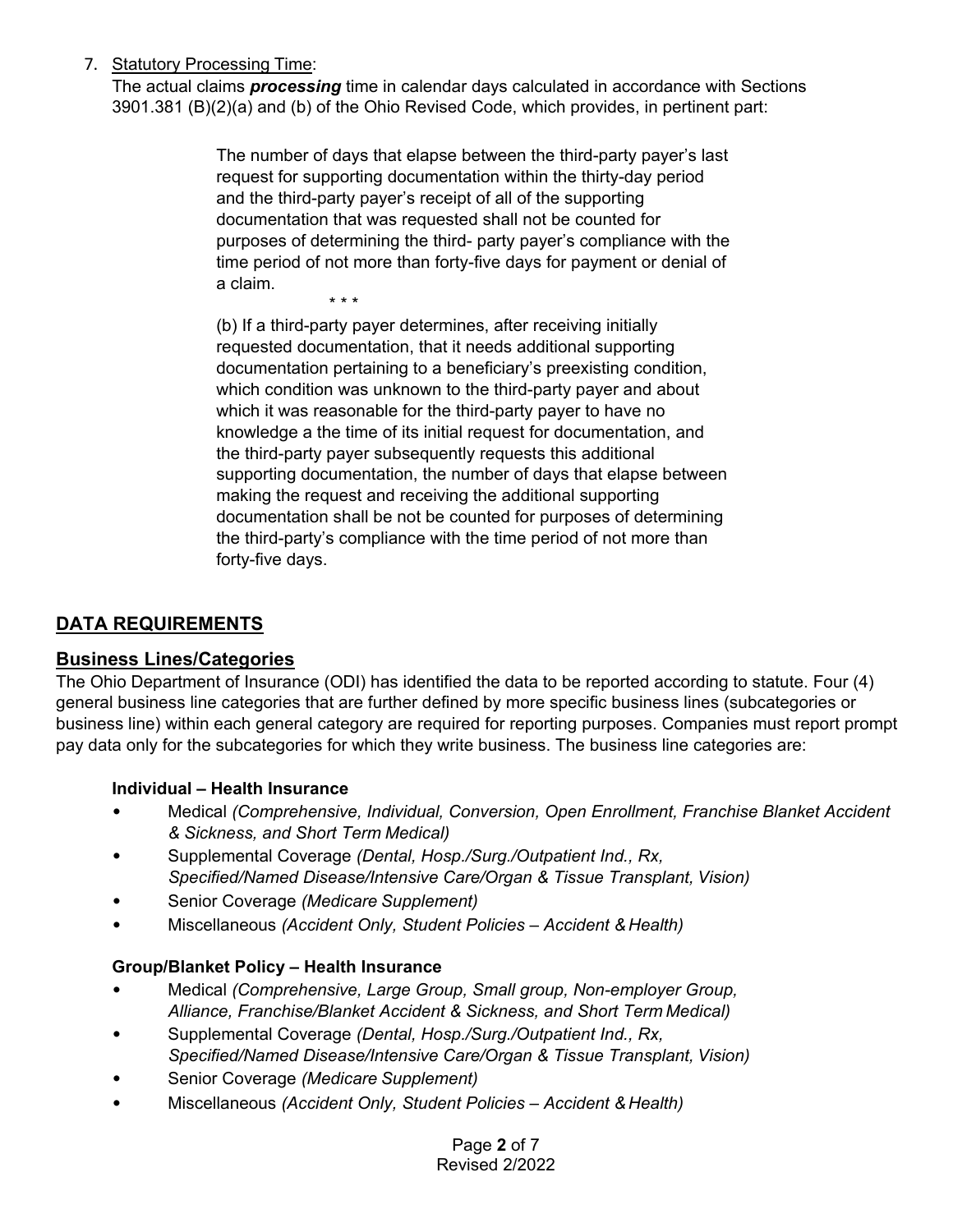7. <u>Statutory Processing Time</u>:
   The actual claims ***processing*** time in calendar days calculated in accordance with Sections 3901.381 (B)(2)(a) and (b) of the Ohio Revised Code, which provides, in pertinent part:

   > The number of days that elapse between the third-party payer's last request for supporting documentation within the thirty-day period and the third-party payer's receipt of all of the supporting documentation that was requested shall not be counted for purposes of determining the third- party payer's compliance with the time period of not more than forty-five days for payment or denial of a claim.
   >
   > \* \* \*
   >
   > (b) If a third-party payer determines, after receiving initially requested documentation, that it needs additional supporting documentation pertaining to a beneficiary's preexisting condition, which condition was unknown to the third-party payer and about which it was reasonable for the third-party payer to have no knowledge a the time of its initial request for documentation, and the third-party payer subsequently requests this additional supporting documentation, the number of days that elapse between making the request and receiving the additional supporting documentation shall be not be counted for purposes of determining the third-party's compliance with the time period of not more than forty-five days.

## DATA REQUIREMENTS

### Business Lines/Categories

The Ohio Department of Insurance (ODI) has identified the data to be reported according to statute. Four (4) general business line categories that are further defined by more specific business lines (subcategories or business line) within each general category are required for reporting purposes. Companies must report prompt pay data only for the subcategories for which they write business. The business line categories are:

**Individual – Health Insurance**

- Medical *(Comprehensive, Individual, Conversion, Open Enrollment, Franchise Blanket Accident & Sickness, and Short Term Medical)*
- Supplemental Coverage *(Dental, Hosp./Surg./Outpatient Ind., Rx, Specified/Named Disease/Intensive Care/Organ & Tissue Transplant, Vision)*
- Senior Coverage *(Medicare Supplement)*
- Miscellaneous *(Accident Only, Student Policies – Accident & Health)*

**Group/Blanket Policy – Health Insurance**

- Medical *(Comprehensive, Large Group, Small group, Non-employer Group, Alliance, Franchise/Blanket Accident & Sickness, and Short Term Medical)*
- Supplemental Coverage *(Dental, Hosp./Surg./Outpatient Ind., Rx, Specified/Named Disease/Intensive Care/Organ & Tissue Transplant, Vision)*
- Senior Coverage *(Medicare Supplement)*
- Miscellaneous *(Accident Only, Student Policies – Accident & Health)*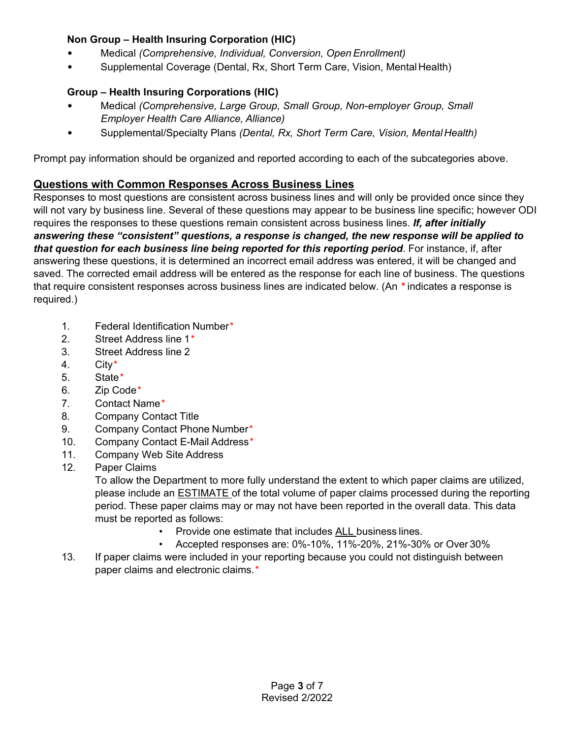**Non Group – Health Insuring Corporation (HIC)**

- Medical *(Comprehensive, Individual, Conversion, Open Enrollment)*
- Supplemental Coverage (Dental, Rx, Short Term Care, Vision, Mental Health)

**Group – Health Insuring Corporations (HIC)**

- Medical *(Comprehensive, Large Group, Small Group, Non-employer Group, Small Employer Health Care Alliance, Alliance)*
- Supplemental/Specialty Plans *(Dental, Rx, Short Term Care, Vision, Mental Health)*

Prompt pay information should be organized and reported according to each of the subcategories above.

## Questions with Common Responses Across Business Lines

Responses to most questions are consistent across business lines and will only be provided once since they will not vary by business line. Several of these questions may appear to be business line specific; however ODI requires the responses to these questions remain consistent across business lines. ***If, after initially answering these "consistent" questions, a response is changed, the new response will be applied to that question for each business line being reported for this reporting period***. For instance, if, after answering these questions, it is determined an incorrect email address was entered, it will be changed and saved. The corrected email address will be entered as the response for each line of business. The questions that require consistent responses across business lines are indicated below. (An * indicates a response is required.)

1. Federal Identification Number*
2. Street Address line 1*
3. Street Address line 2
4. City*
5. State*
6. Zip Code*
7. Contact Name*
8. Company Contact Title
9. Company Contact Phone Number*
10. Company Contact E-Mail Address*
11. Company Web Site Address
12. Paper Claims
    To allow the Department to more fully understand the extent to which paper claims are utilized, please include an ESTIMATE of the total volume of paper claims processed during the reporting period. These paper claims may or may not have been reported in the overall data. This data must be reported as follows:
    - Provide one estimate that includes ALL business lines.
    - Accepted responses are: 0%-10%, 11%-20%, 21%-30% or Over 30%
13. If paper claims were included in your reporting because you could not distinguish between paper claims and electronic claims.*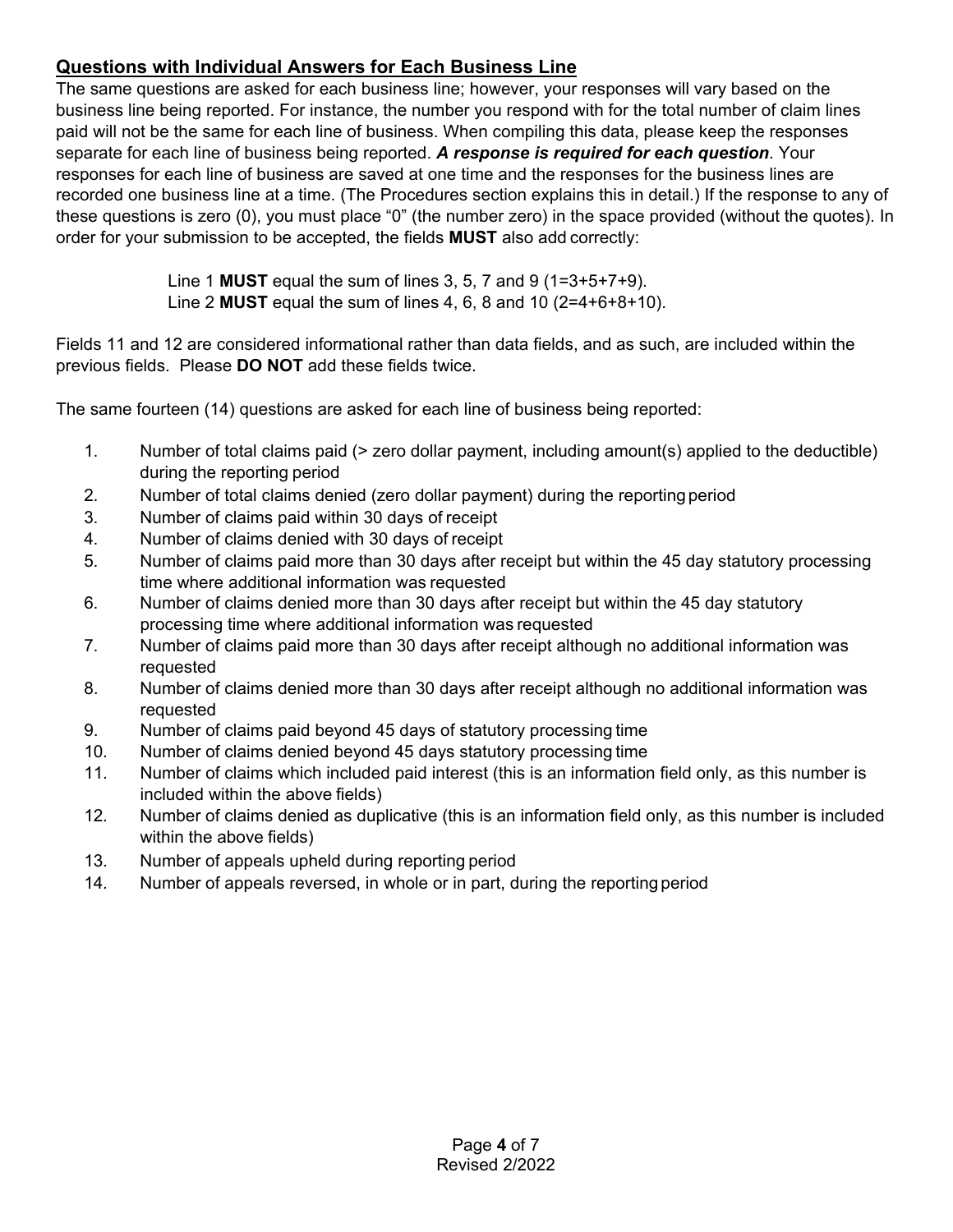## Questions with Individual Answers for Each Business Line

The same questions are asked for each business line; however, your responses will vary based on the business line being reported. For instance, the number you respond with for the total number of claim lines paid will not be the same for each line of business. When compiling this data, please keep the responses separate for each line of business being reported. ***A response is required for each question***. Your responses for each line of business are saved at one time and the responses for the business lines are recorded one business line at a time. (The Procedures section explains this in detail.) If the response to any of these questions is zero (0), you must place "0" (the number zero) in the space provided (without the quotes). In order for your submission to be accepted, the fields **MUST** also add correctly:

> Line 1 **MUST** equal the sum of lines 3, 5, 7 and 9 (1=3+5+7+9).
> Line 2 **MUST** equal the sum of lines 4, 6, 8 and 10 (2=4+6+8+10).

Fields 11 and 12 are considered informational rather than data fields, and as such, are included within the previous fields. Please **DO NOT** add these fields twice.

The same fourteen (14) questions are asked for each line of business being reported:

1. Number of total claims paid (> zero dollar payment, including amount(s) applied to the deductible) during the reporting period
2. Number of total claims denied (zero dollar payment) during the reporting period
3. Number of claims paid within 30 days of receipt
4. Number of claims denied with 30 days of receipt
5. Number of claims paid more than 30 days after receipt but within the 45 day statutory processing time where additional information was requested
6. Number of claims denied more than 30 days after receipt but within the 45 day statutory processing time where additional information was requested
7. Number of claims paid more than 30 days after receipt although no additional information was requested
8. Number of claims denied more than 30 days after receipt although no additional information was requested
9. Number of claims paid beyond 45 days of statutory processing time
10. Number of claims denied beyond 45 days statutory processing time
11. Number of claims which included paid interest (this is an information field only, as this number is included within the above fields)
12. Number of claims denied as duplicative (this is an information field only, as this number is included within the above fields)
13. Number of appeals upheld during reporting period
14. Number of appeals reversed, in whole or in part, during the reporting period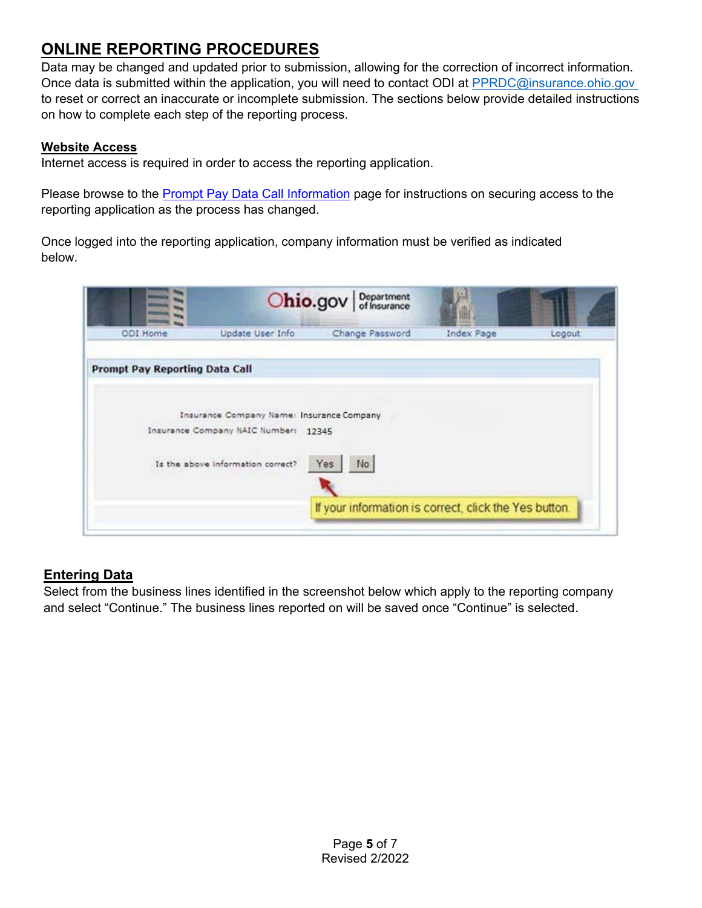## ONLINE REPORTING PROCEDURES

Data may be changed and updated prior to submission, allowing for the correction of incorrect information. Once data is submitted within the application, you will need to contact ODI at PPRDC@insurance.ohio.gov to reset or correct an inaccurate or incomplete submission. The sections below provide detailed instructions on how to complete each step of the reporting process.

### Website Access

Internet access is required in order to access the reporting application.

Please browse to the Prompt Pay Data Call Information page for instructions on securing access to the reporting application as the process has changed.

Once logged into the reporting application, company information must be verified as indicated below.

### Entering Data

Select from the business lines identified in the screenshot below which apply to the reporting company and select "Continue." The business lines reported on will be saved once "Continue" is selected.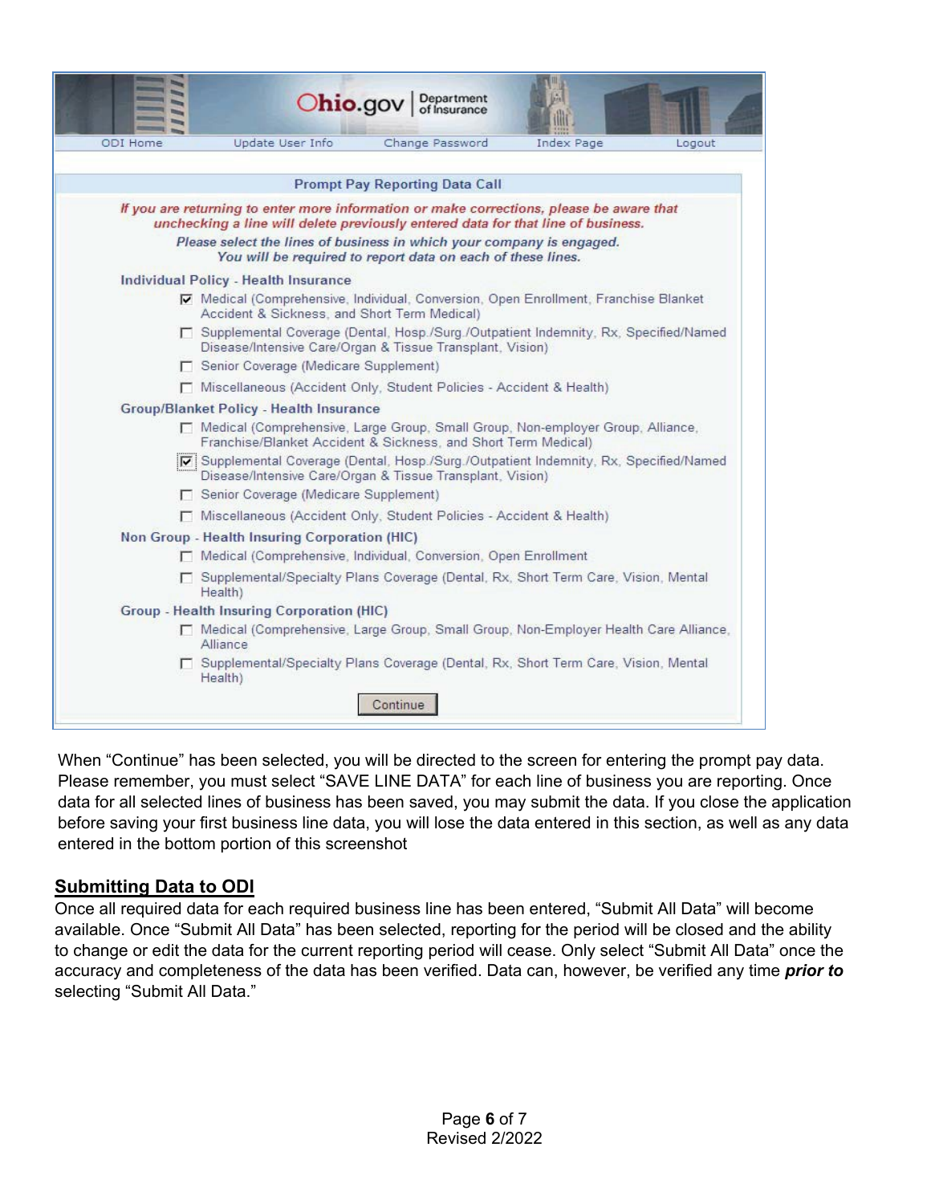Ohio.gov | Department of Insurance

ODI Home | Update User Info | Change Password | Index Page | Logout

**Prompt Pay Reporting Data Call**

*If you are returning to enter more information or make corrections, please be aware that unchecking a line will delete previously entered data for that line of business.*

*Please select the lines of business in which your company is engaged. You will be required to report data on each of these lines.*

**Individual Policy - Health Insurance**

- [x] Medical (Comprehensive, Individual, Conversion, Open Enrollment, Franchise Blanket Accident & Sickness, and Short Term Medical)
- [ ] Supplemental Coverage (Dental, Hosp./Surg./Outpatient Indemnity, Rx, Specified/Named Disease/Intensive Care/Organ & Tissue Transplant, Vision)
- [ ] Senior Coverage (Medicare Supplement)
- [ ] Miscellaneous (Accident Only, Student Policies - Accident & Health)

**Group/Blanket Policy - Health Insurance**

- [ ] Medical (Comprehensive, Large Group, Small Group, Non-employer Group, Alliance, Franchise/Blanket Accident & Sickness, and Short Term Medical)
- [x] Supplemental Coverage (Dental, Hosp./Surg./Outpatient Indemnity, Rx, Specified/Named Disease/Intensive Care/Organ & Tissue Transplant, Vision)
- [ ] Senior Coverage (Medicare Supplement)
- [ ] Miscellaneous (Accident Only, Student Policies - Accident & Health)

**Non Group - Health Insuring Corporation (HIC)**

- [ ] Medical (Comprehensive, Individual, Conversion, Open Enrollment
- [ ] Supplemental/Specialty Plans Coverage (Dental, Rx, Short Term Care, Vision, Mental Health)

**Group - Health Insuring Corporation (HIC)**

- [ ] Medical (Comprehensive, Large Group, Small Group, Non-Employer Health Care Alliance, Alliance
- [ ] Supplemental/Specialty Plans Coverage (Dental, Rx, Short Term Care, Vision, Mental Health)

[Continue]

When "Continue" has been selected, you will be directed to the screen for entering the prompt pay data. Please remember, you must select "SAVE LINE DATA" for each line of business you are reporting. Once data for all selected lines of business has been saved, you may submit the data. If you close the application before saving your first business line data, you will lose the data entered in this section, as well as any data entered in the bottom portion of this screenshot

## Submitting Data to ODI

Once all required data for each required business line has been entered, "Submit All Data" will become available. Once "Submit All Data" has been selected, reporting for the period will be closed and the ability to change or edit the data for the current reporting period will cease. Only select "Submit All Data" once the accuracy and completeness of the data has been verified. Data can, however, be verified any time ***prior to*** selecting "Submit All Data."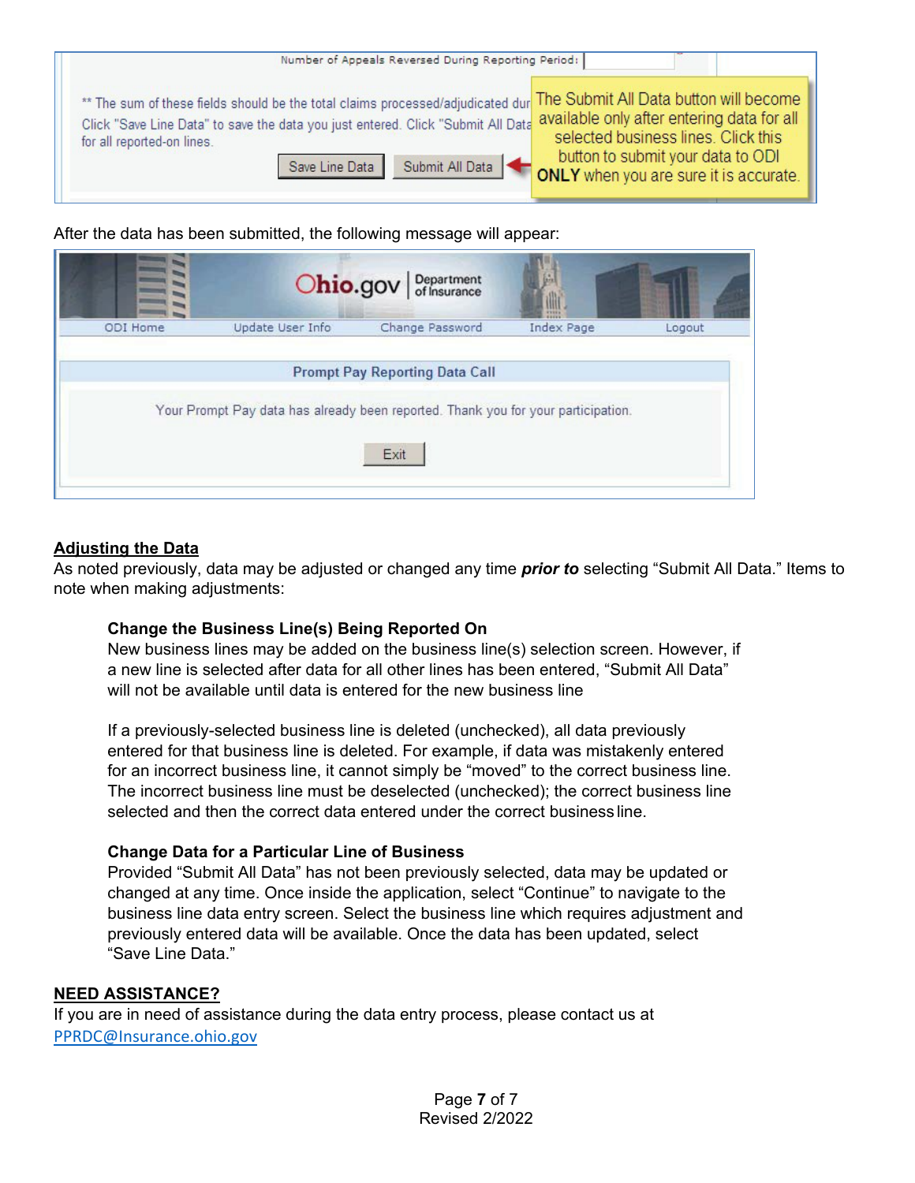Number of Appeals Reversed During Reporting Period:

** The sum of these fields should be the total claims processed/adjudicated dur
Click "Save Line Data" to save the data you just entered. Click "Submit All Data
for all reported-on lines.

Save Line Data    Submit All Data

The Submit All Data button will become available only after entering data for all selected business lines. Click this button to submit your data to ODI **ONLY** when you are sure it is accurate.

After the data has been submitted, the following message will appear:

Ohio.gov | Department of Insurance

ODI Home    Update User Info    Change Password    Index Page    Logout

Prompt Pay Reporting Data Call

Your Prompt Pay data has already been reported. Thank you for your participation.

Exit

## Adjusting the Data

As noted previously, data may be adjusted or changed any time ***prior to*** selecting "Submit All Data." Items to note when making adjustments:

**Change the Business Line(s) Being Reported On**
New business lines may be added on the business line(s) selection screen. However, if a new line is selected after data for all other lines has been entered, "Submit All Data" will not be available until data is entered for the new business line

If a previously-selected business line is deleted (unchecked), all data previously entered for that business line is deleted. For example, if data was mistakenly entered for an incorrect business line, it cannot simply be "moved" to the correct business line. The incorrect business line must be deselected (unchecked); the correct business line selected and then the correct data entered under the correct business line.

**Change Data for a Particular Line of Business**
Provided "Submit All Data" has not been previously selected, data may be updated or changed at any time. Once inside the application, select "Continue" to navigate to the business line data entry screen. Select the business line which requires adjustment and previously entered data will be available. Once the data has been updated, select "Save Line Data."

## NEED ASSISTANCE?

If you are in need of assistance during the data entry process, please contact us at [PPRDC@Insurance.ohio.gov](mailto:PPRDC@Insurance.ohio.gov)

Revised 2/2022